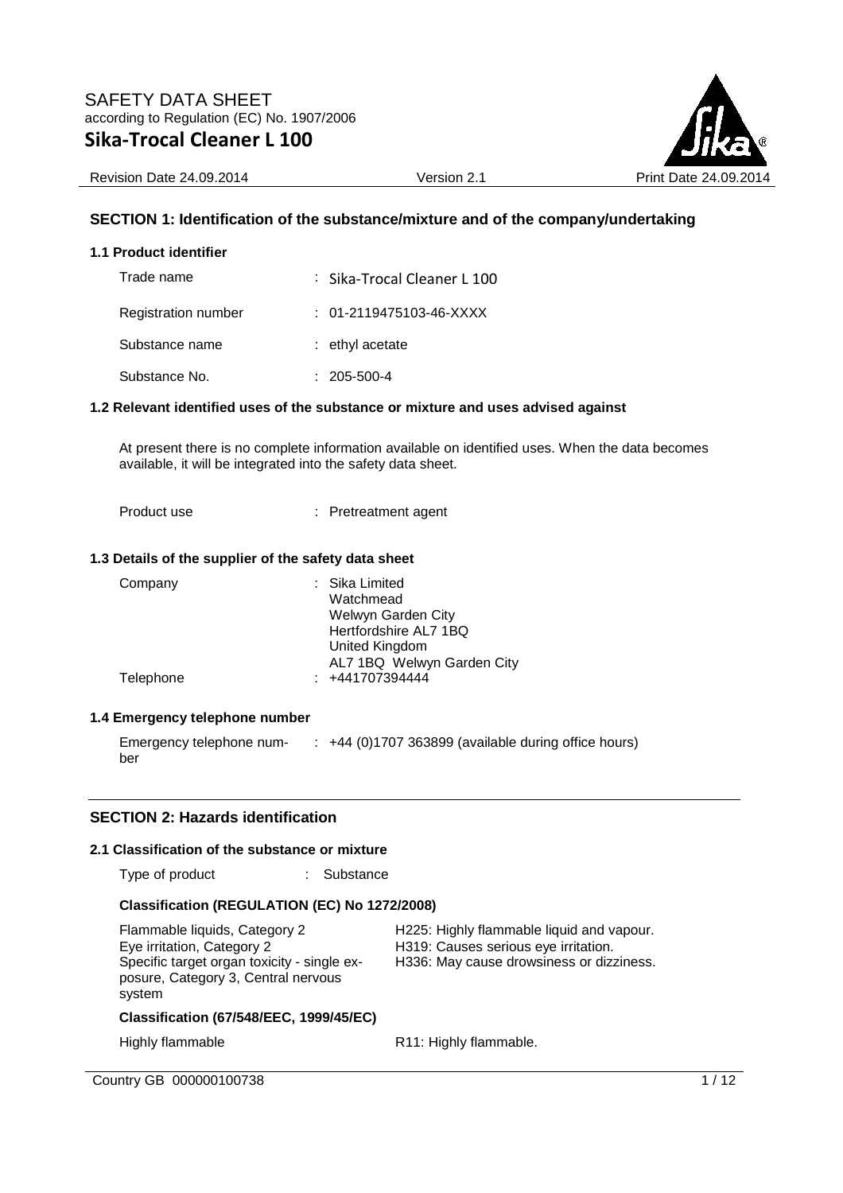# SAFETY DATA SHEET

according to Regulation (EC) No. 1907/2006

# Sika-Trocal Cleaner L 100

Revision Date 24.09.2014 | Version 2.1 | Print Date 24.09.2014

## SECTION 1: Identification of the substance/mixture and of the company/undertaking

### 1.1 Product identifier

| | |
|---|---|
| Trade name | : Sika-Trocal Cleaner L 100 |
| Registration number | : 01-2119475103-46-XXXX |
| Substance name | : ethyl acetate |
| Substance No. | : 205-500-4 |

### 1.2 Relevant identified uses of the substance or mixture and uses advised against

At present there is no complete information available on identified uses. When the data becomes available, it will be integrated into the safety data sheet.

| | |
|---|---|
| Product use | : Pretreatment agent |

### 1.3 Details of the supplier of the safety data sheet

| | |
|---|---|
| Company | : Sika Limited<br>Watchmead<br>Welwyn Garden City<br>Hertfordshire AL7 1BQ<br>United Kingdom<br>AL7 1BQ Welwyn Garden City |
| Telephone | : +441707394444 |

### 1.4 Emergency telephone number

| | |
|---|---|
| Emergency telephone number | : +44 (0)1707 363899 (available during office hours) |

## SECTION 2: Hazards identification

### 2.1 Classification of the substance or mixture

Type of product : Substance

#### Classification (REGULATION (EC) No 1272/2008)

| | |
|---|---|
| Flammable liquids, Category 2 | H225: Highly flammable liquid and vapour. |
| Eye irritation, Category 2 | H319: Causes serious eye irritation. |
| Specific target organ toxicity - single exposure, Category 3, Central nervous system | H336: May cause drowsiness or dizziness. |

#### Classification (67/548/EEC, 1999/45/EC)

| | |
|---|---|
| Highly flammable | R11: Highly flammable. |

Country GB 000000100738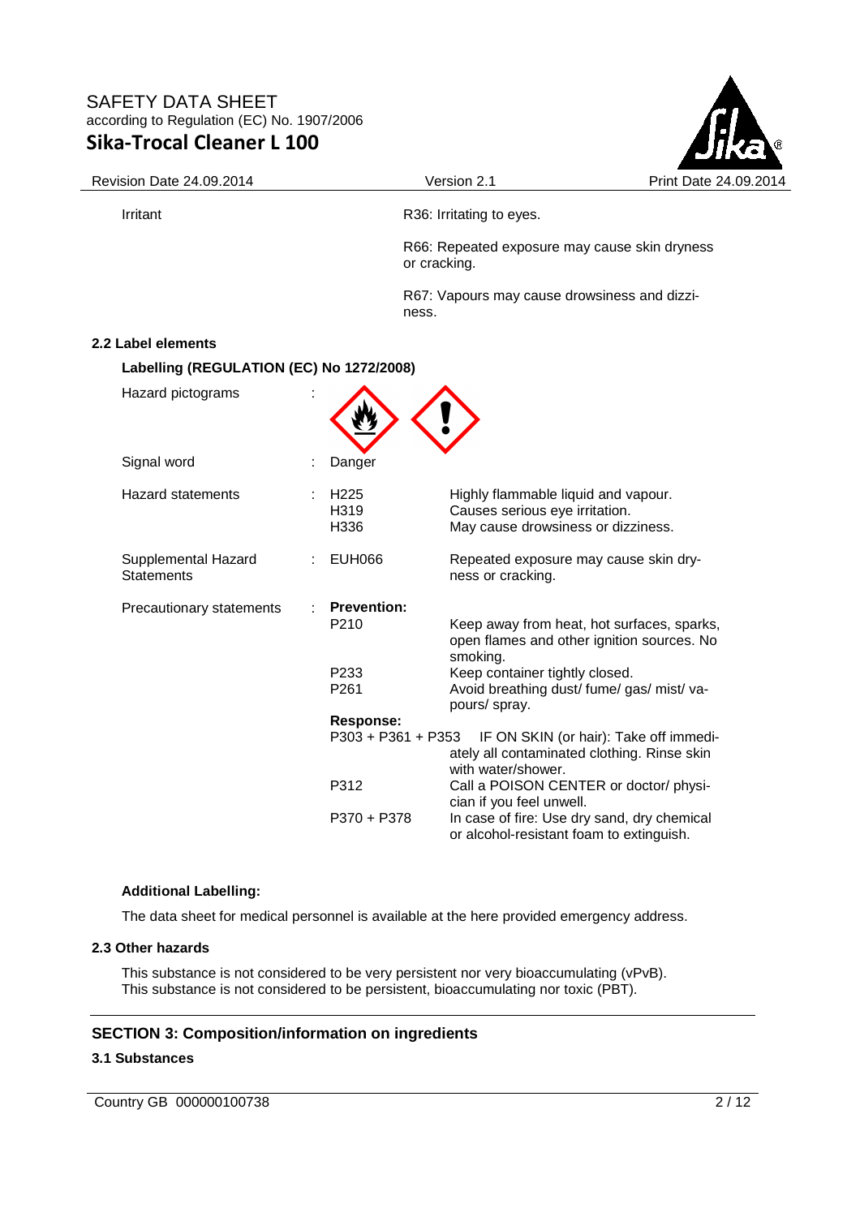| | |
|---|---|
| Irritant | R36: Irritating to eyes. |
| | R66: Repeated exposure may cause skin dryness or cracking. |
| | R67: Vapours may cause drowsiness and dizziness. |

### 2.2 Label elements

**Labelling (REGULATION (EC) No 1272/2008)**

| | | | |
|---|---|---|---|
| Hazard pictograms | : | | |
| Signal word | : | Danger | |
| Hazard statements | : | H225 | Highly flammable liquid and vapour. |
| | | H319 | Causes serious eye irritation. |
| | | H336 | May cause drowsiness or dizziness. |
| Supplemental Hazard Statements | : | EUH066 | Repeated exposure may cause skin dryness or cracking. |
| Precautionary statements | : | **Prevention:** | |
| | | P210 | Keep away from heat, hot surfaces, sparks, open flames and other ignition sources. No smoking. |
| | | P233 | Keep container tightly closed. |
| | | P261 | Avoid breathing dust/ fume/ gas/ mist/ vapours/ spray. |
| | | **Response:** | |
| | | P303 + P361 + P353 | IF ON SKIN (or hair): Take off immediately all contaminated clothing. Rinse skin with water/shower. |
| | | P312 | Call a POISON CENTER or doctor/ physician if you feel unwell. |
| | | P370 + P378 | In case of fire: Use dry sand, dry chemical or alcohol-resistant foam to extinguish. |

**Additional Labelling:**

The data sheet for medical personnel is available at the here provided emergency address.

### 2.3 Other hazards

This substance is not considered to be very persistent nor very bioaccumulating (vPvB).
This substance is not considered to be persistent, bioaccumulating nor toxic (PBT).

## SECTION 3: Composition/information on ingredients

### 3.1 Substances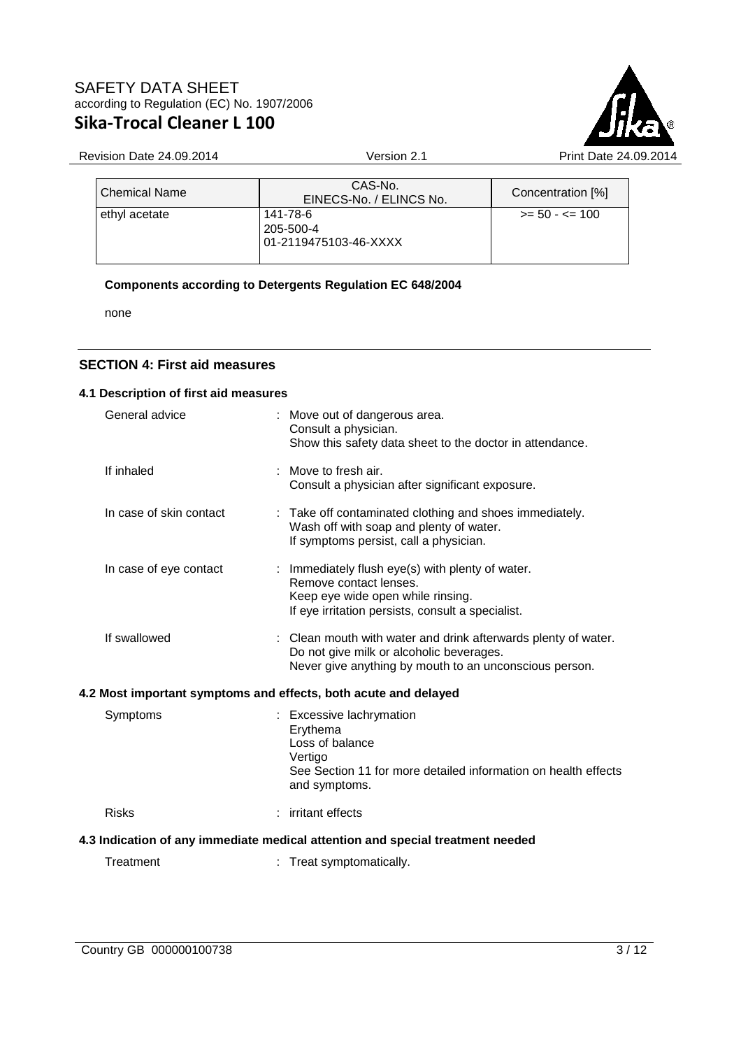| Chemical Name | CAS-No.<br>EINECS-No. / ELINCS No. | Concentration [%] |
|---|---|---|
| ethyl acetate | 141-78-6<br>205-500-4<br>01-2119475103-46-XXXX | >= 50 - <= 100 |

**Components according to Detergents Regulation EC 648/2004**

none

## SECTION 4: First aid measures

### 4.1 Description of first aid measures

| | |
|---|---|
| General advice | : Move out of dangerous area.<br>Consult a physician.<br>Show this safety data sheet to the doctor in attendance. |
| If inhaled | : Move to fresh air.<br>Consult a physician after significant exposure. |
| In case of skin contact | : Take off contaminated clothing and shoes immediately.<br>Wash off with soap and plenty of water.<br>If symptoms persist, call a physician. |
| In case of eye contact | : Immediately flush eye(s) with plenty of water.<br>Remove contact lenses.<br>Keep eye wide open while rinsing.<br>If eye irritation persists, consult a specialist. |
| If swallowed | : Clean mouth with water and drink afterwards plenty of water.<br>Do not give milk or alcoholic beverages.<br>Never give anything by mouth to an unconscious person. |

### 4.2 Most important symptoms and effects, both acute and delayed

| | |
|---|---|
| Symptoms | : Excessive lachrymation<br>Erythema<br>Loss of balance<br>Vertigo<br>See Section 11 for more detailed information on health effects and symptoms. |
| Risks | : irritant effects |

### 4.3 Indication of any immediate medical attention and special treatment needed

| | |
|---|---|
| Treatment | : Treat symptomatically. |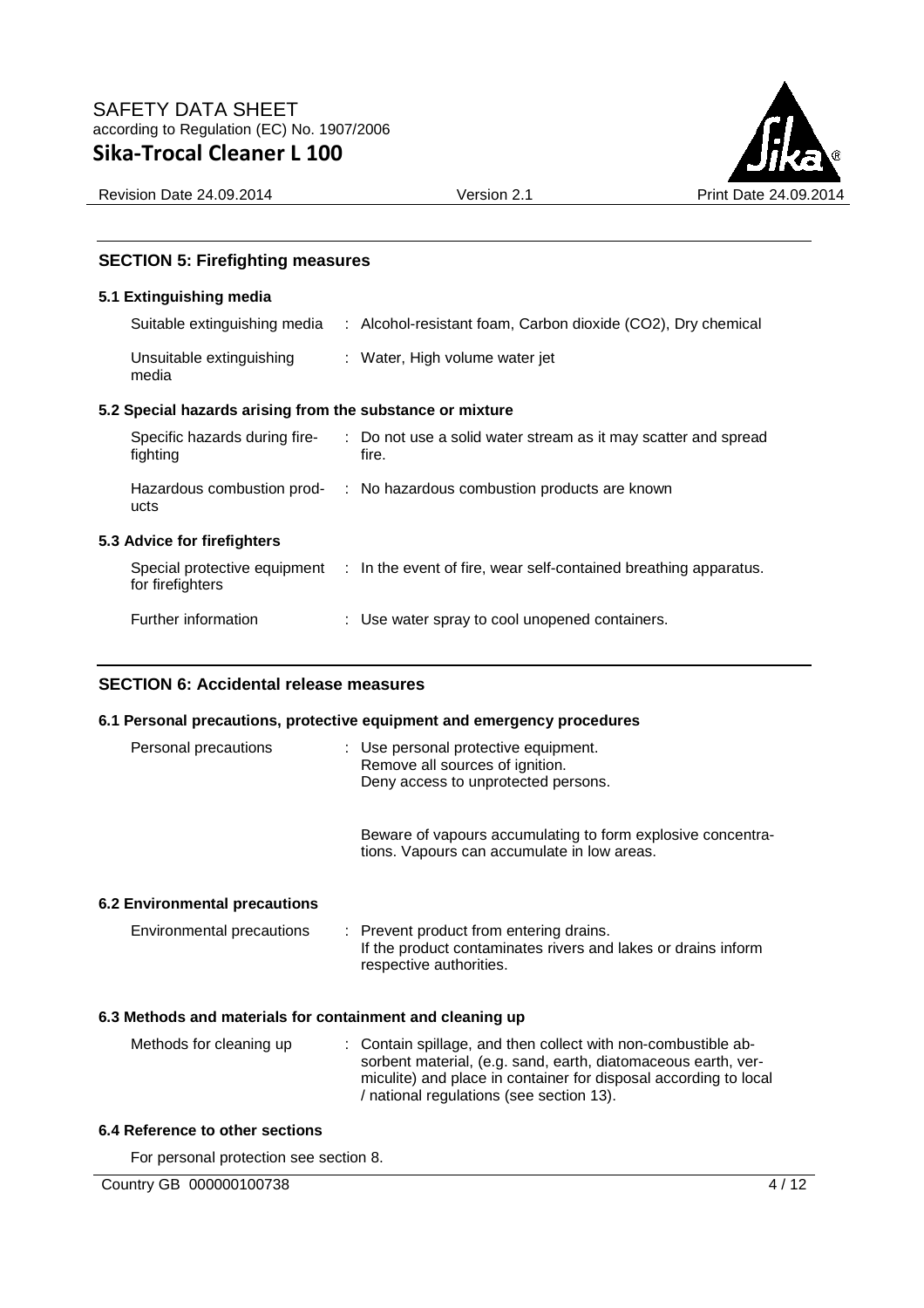## SECTION 5: Firefighting measures

### 5.1 Extinguishing media

| | |
|---|---|
| Suitable extinguishing media | : Alcohol-resistant foam, Carbon dioxide ($CO_2$), Dry chemical |
| Unsuitable extinguishing media | : Water, High volume water jet |

### 5.2 Special hazards arising from the substance or mixture

| | |
|---|---|
| Specific hazards during fire-fighting | : Do not use a solid water stream as it may scatter and spread fire. |
| Hazardous combustion products | : No hazardous combustion products are known |

### 5.3 Advice for firefighters

| | |
|---|---|
| Special protective equipment for firefighters | : In the event of fire, wear self-contained breathing apparatus. |
| Further information | : Use water spray to cool unopened containers. |

## SECTION 6: Accidental release measures

### 6.1 Personal precautions, protective equipment and emergency procedures

Personal precautions : Use personal protective equipment.
Remove all sources of ignition.
Deny access to unprotected persons.

Beware of vapours accumulating to form explosive concentrations. Vapours can accumulate in low areas.

### 6.2 Environmental precautions

Environmental precautions : Prevent product from entering drains.
If the product contaminates rivers and lakes or drains inform respective authorities.

### 6.3 Methods and materials for containment and cleaning up

Methods for cleaning up : Contain spillage, and then collect with non-combustible absorbent material, (e.g. sand, earth, diatomaceous earth, vermiculite) and place in container for disposal according to local / national regulations (see section 13).

### 6.4 Reference to other sections

For personal protection see section 8.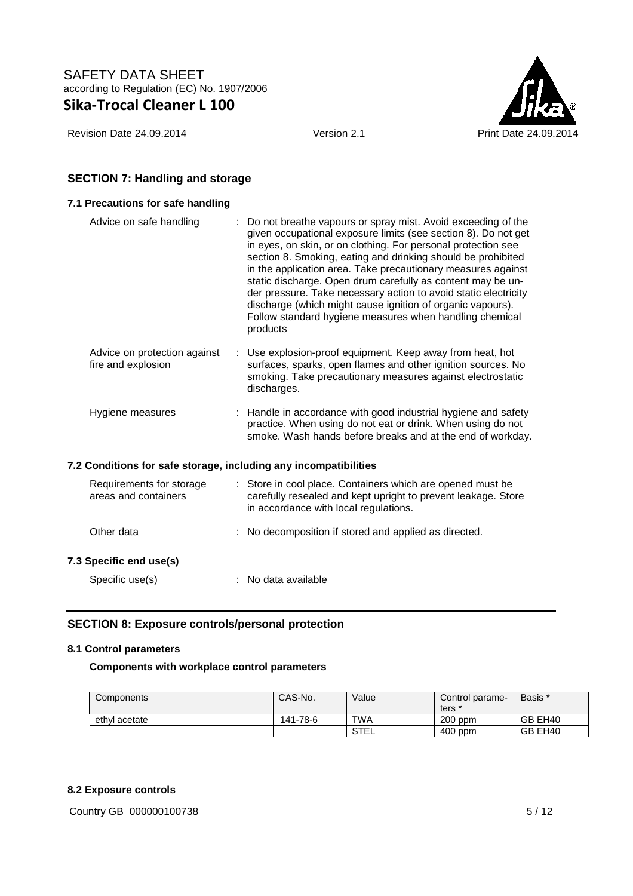## SECTION 7: Handling and storage

### 7.1 Precautions for safe handling

Advice on safe handling : Do not breathe vapours or spray mist. Avoid exceeding of the given occupational exposure limits (see section 8). Do not get in eyes, on skin, or on clothing. For personal protection see section 8. Smoking, eating and drinking should be prohibited in the application area. Take precautionary measures against static discharge. Open drum carefully as content may be under pressure. Take necessary action to avoid static electricity discharge (which might cause ignition of organic vapours). Follow standard hygiene measures when handling chemical products

Advice on protection against fire and explosion : Use explosion-proof equipment. Keep away from heat, hot surfaces, sparks, open flames and other ignition sources. No smoking. Take precautionary measures against electrostatic discharges.

Hygiene measures : Handle in accordance with good industrial hygiene and safety practice. When using do not eat or drink. When using do not smoke. Wash hands before breaks and at the end of workday.

### 7.2 Conditions for safe storage, including any incompatibilities

Requirements for storage areas and containers : Store in cool place. Containers which are opened must be carefully resealed and kept upright to prevent leakage. Store in accordance with local regulations.

Other data : No decomposition if stored and applied as directed.

### 7.3 Specific end use(s)

Specific use(s) : No data available

## SECTION 8: Exposure controls/personal protection

### 8.1 Control parameters

**Components with workplace control parameters**

| Components | CAS-No. | Value | Control parameters * | Basis * |
|---|---|---|---|---|
| ethyl acetate | 141-78-6 | TWA | 200 ppm | GB EH40 |
| | | STEL | 400 ppm | GB EH40 |

### 8.2 Exposure controls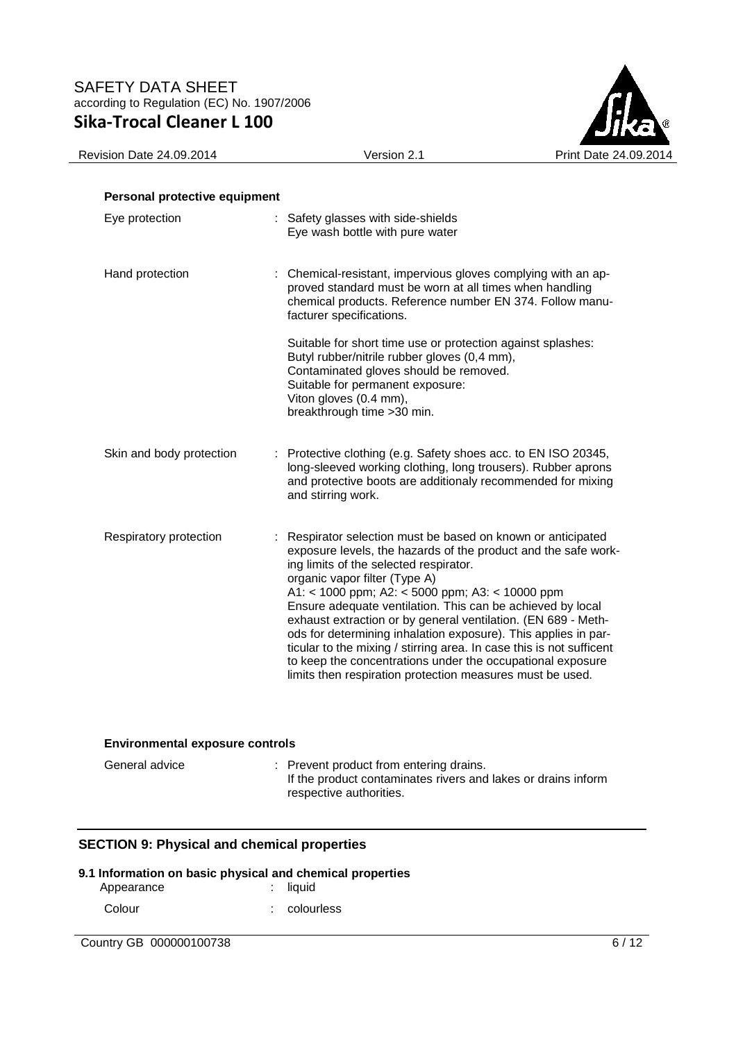**Personal protective equipment**

| | |
|---|---|
| Eye protection | : Safety glasses with side-shields<br>Eye wash bottle with pure water |
| Hand protection | : Chemical-resistant, impervious gloves complying with an approved standard must be worn at all times when handling chemical products. Reference number EN 374. Follow manufacturer specifications.<br><br>Suitable for short time use or protection against splashes:<br>Butyl rubber/nitrile rubber gloves (0,4 mm),<br>Contaminated gloves should be removed.<br>Suitable for permanent exposure:<br>Viton gloves (0.4 mm),<br>breakthrough time >30 min. |
| Skin and body protection | : Protective clothing (e.g. Safety shoes acc. to EN ISO 20345, long-sleeved working clothing, long trousers). Rubber aprons and protective boots are additionaly recommended for mixing and stirring work. |
| Respiratory protection | : Respirator selection must be based on known or anticipated exposure levels, the hazards of the product and the safe working limits of the selected respirator.<br>organic vapor filter (Type A)<br>A1: < 1000 ppm; A2: < 5000 ppm; A3: < 10000 ppm<br>Ensure adequate ventilation. This can be achieved by local exhaust extraction or by general ventilation. (EN 689 - Methods for determining inhalation exposure). This applies in particular to the mixing / stirring area. In case this is not sufficent to keep the concentrations under the occupational exposure limits then respiration protection measures must be used. |

**Environmental exposure controls**

| | |
|---|---|
| General advice | : Prevent product from entering drains.<br>If the product contaminates rivers and lakes or drains inform respective authorities. |

## SECTION 9: Physical and chemical properties

**9.1 Information on basic physical and chemical properties**

| | |
|---|---|
| Appearance | : liquid |
| Colour | : colourless |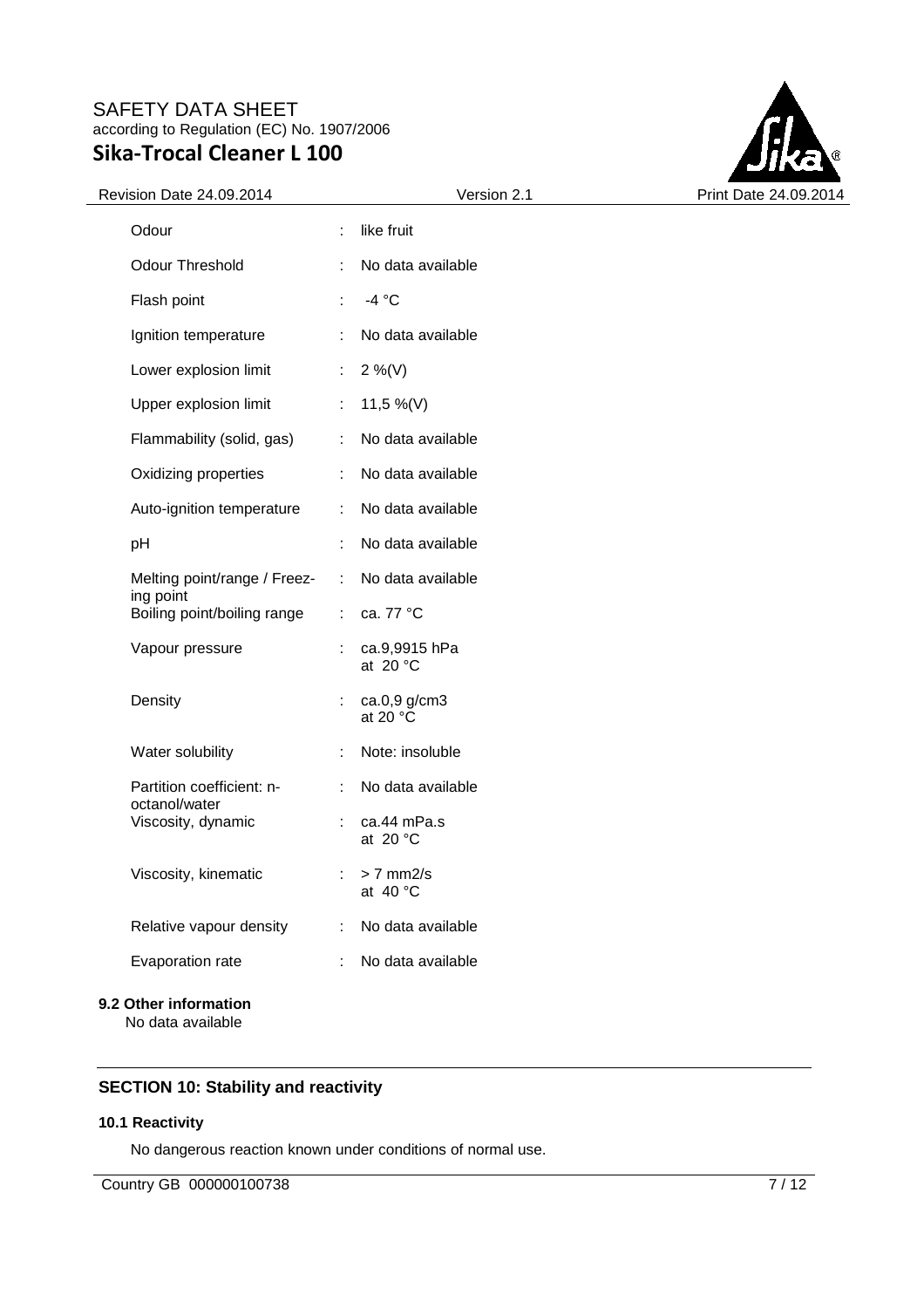| | | |
|---|---|---|
| Odour | : | like fruit |
| Odour Threshold | : | No data available |
| Flash point | : | -4 °C |
| Ignition temperature | : | No data available |
| Lower explosion limit | : | 2 %(V) |
| Upper explosion limit | : | 11,5 %(V) |
| Flammability (solid, gas) | : | No data available |
| Oxidizing properties | : | No data available |
| Auto-ignition temperature | : | No data available |
| pH | : | No data available |
| Melting point/range / Freezing point | : | No data available |
| Boiling point/boiling range | : | ca. 77 °C |
| Vapour pressure | : | ca.9,9915 hPa at 20 °C |
| Density | : | ca.0,9 g/cm3 at 20 °C |
| Water solubility | : | Note: insoluble |
| Partition coefficient: n-octanol/water | : | No data available |
| Viscosity, dynamic | : | ca.44 mPa.s at 20 °C |
| Viscosity, kinematic | : | > 7 mm2/s at 40 °C |
| Relative vapour density | : | No data available |
| Evaporation rate | : | No data available |

**9.2 Other information**

No data available

## SECTION 10: Stability and reactivity

**10.1 Reactivity**

No dangerous reaction known under conditions of normal use.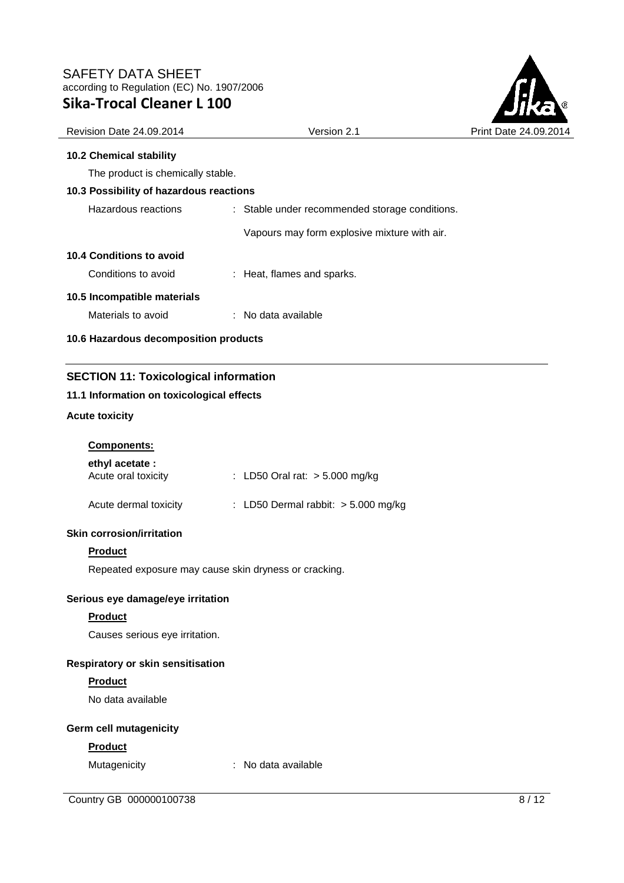**10.2 Chemical stability**

The product is chemically stable.

**10.3 Possibility of hazardous reactions**

Hazardous reactions : Stable under recommended storage conditions.

Vapours may form explosive mixture with air.

**10.4 Conditions to avoid**

Conditions to avoid : Heat, flames and sparks.

**10.5 Incompatible materials**

Materials to avoid : No data available

**10.6 Hazardous decomposition products**

## SECTION 11: Toxicological information

### 11.1 Information on toxicological effects

**Acute toxicity**

<u>**Components:**</u>

**ethyl acetate :**

Acute oral toxicity : LD50 Oral rat: > 5.000 mg/kg

Acute dermal toxicity : LD50 Dermal rabbit: > 5.000 mg/kg

**Skin corrosion/irritation**

<u>**Product**</u>

Repeated exposure may cause skin dryness or cracking.

**Serious eye damage/eye irritation**

<u>**Product**</u>

Causes serious eye irritation.

**Respiratory or skin sensitisation**

<u>**Product**</u>

No data available

**Germ cell mutagenicity**

<u>**Product**</u>

Mutagenicity : No data available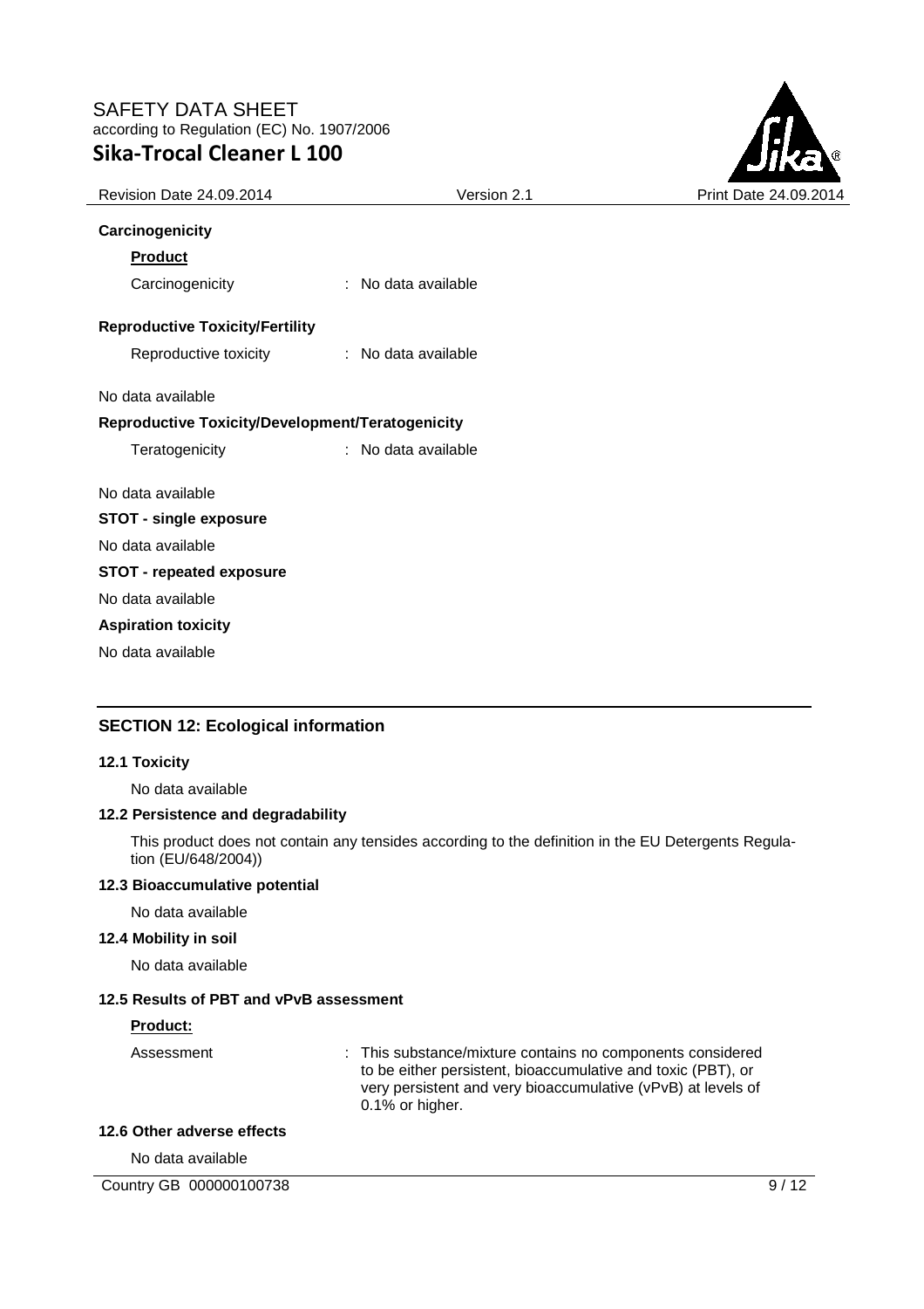**Carcinogenicity**

**Product**

Carcinogenicity : No data available

**Reproductive Toxicity/Fertility**

Reproductive toxicity : No data available

No data available

**Reproductive Toxicity/Development/Teratogenicity**

Teratogenicity : No data available

No data available

**STOT - single exposure**

No data available

**STOT - repeated exposure**

No data available

**Aspiration toxicity**

No data available

## SECTION 12: Ecological information

### 12.1 Toxicity

No data available

### 12.2 Persistence and degradability

This product does not contain any tensides according to the definition in the EU Detergents Regulation (EU/648/2004))

### 12.3 Bioaccumulative potential

No data available

### 12.4 Mobility in soil

No data available

### 12.5 Results of PBT and vPvB assessment

**Product:**

Assessment : This substance/mixture contains no components considered to be either persistent, bioaccumulative and toxic (PBT), or very persistent and very bioaccumulative (vPvB) at levels of 0.1% or higher.

### 12.6 Other adverse effects

No data available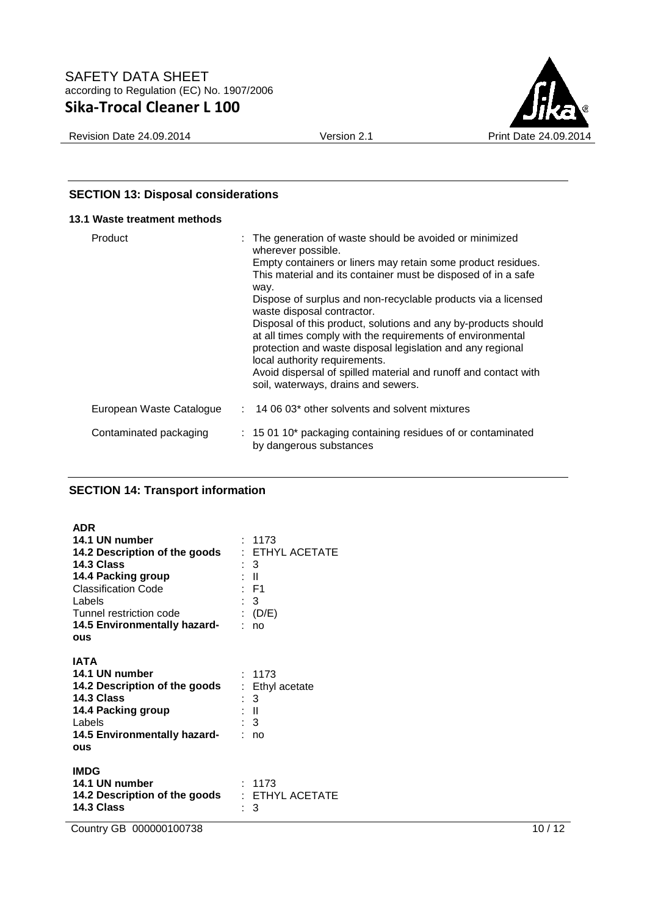## SECTION 13: Disposal considerations

### 13.1 Waste treatment methods

| | |
|---|---|
| Product | : The generation of waste should be avoided or minimized wherever possible. Empty containers or liners may retain some product residues. This material and its container must be disposed of in a safe way. Dispose of surplus and non-recyclable products via a licensed waste disposal contractor. Disposal of this product, solutions and any by-products should at all times comply with the requirements of environmental protection and waste disposal legislation and any regional local authority requirements. Avoid dispersal of spilled material and runoff and contact with soil, waterways, drains and sewers. |
| European Waste Catalogue | : 14 06 03* other solvents and solvent mixtures |
| Contaminated packaging | : 15 01 10* packaging containing residues of or contaminated by dangerous substances |

## SECTION 14: Transport information

**ADR**

| | |
|---|---|
| **14.1 UN number** | : 1173 |
| **14.2 Description of the goods** | : ETHYL ACETATE |
| **14.3 Class** | : 3 |
| **14.4 Packing group** | : II |
| Classification Code | : F1 |
| Labels | : 3 |
| Tunnel restriction code | : (D/E) |
| **14.5 Environmentally hazardous** | : no |

**IATA**

| | |
|---|---|
| **14.1 UN number** | : 1173 |
| **14.2 Description of the goods** | : Ethyl acetate |
| **14.3 Class** | : 3 |
| **14.4 Packing group** | : II |
| Labels | : 3 |
| **14.5 Environmentally hazardous** | : no |

**IMDG**

| | |
|---|---|
| **14.1 UN number** | : 1173 |
| **14.2 Description of the goods** | : ETHYL ACETATE |
| **14.3 Class** | : 3 |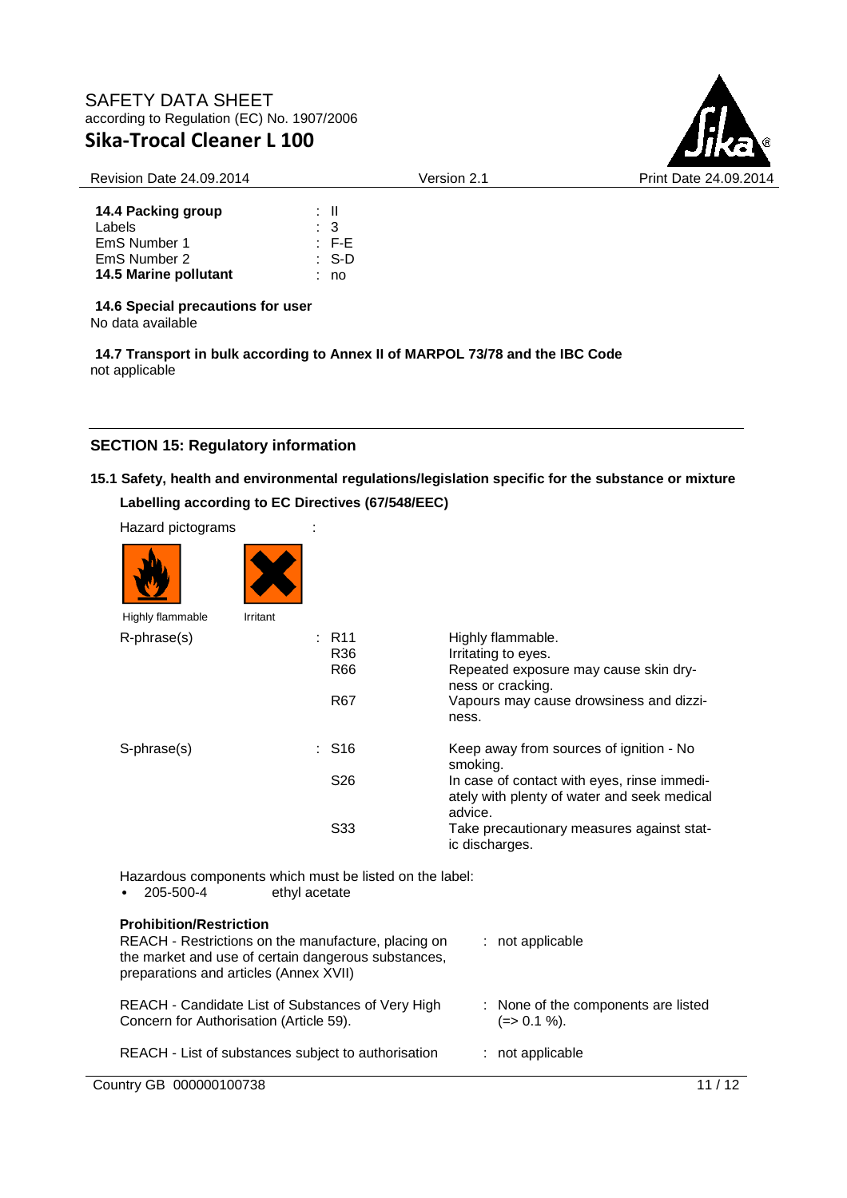| | |
|---|---|
| **14.4 Packing group** | : II |
| Labels | : 3 |
| EmS Number 1 | : F-E |
| EmS Number 2 | : S-D |
| **14.5 Marine pollutant** | : no |

**14.6 Special precautions for user**
No data available

**14.7 Transport in bulk according to Annex II of MARPOL 73/78 and the IBC Code**
not applicable

## SECTION 15: Regulatory information

### 15.1 Safety, health and environmental regulations/legislation specific for the substance or mixture

**Labelling according to EC Directives (67/548/EEC)**

Hazard pictograms :

Highly flammable    Irritant

| | | |
|---|---|---|
| R-phrase(s) | : R11 | Highly flammable. |
| | R36 | Irritating to eyes. |
| | R66 | Repeated exposure may cause skin dryness or cracking. |
| | R67 | Vapours may cause drowsiness and dizziness. |
| S-phrase(s) | : S16 | Keep away from sources of ignition - No smoking. |
| | S26 | In case of contact with eyes, rinse immediately with plenty of water and seek medical advice. |
| | S33 | Take precautionary measures against static discharges. |

Hazardous components which must be listed on the label:
- 205-500-4    ethyl acetate

**Prohibition/Restriction**

| | |
|---|---|
| REACH - Restrictions on the manufacture, placing on the market and use of certain dangerous substances, preparations and articles (Annex XVII) | : not applicable |
| REACH - Candidate List of Substances of Very High Concern for Authorisation (Article 59). | : None of the components are listed (=> 0.1 %). |
| REACH - List of substances subject to authorisation | : not applicable |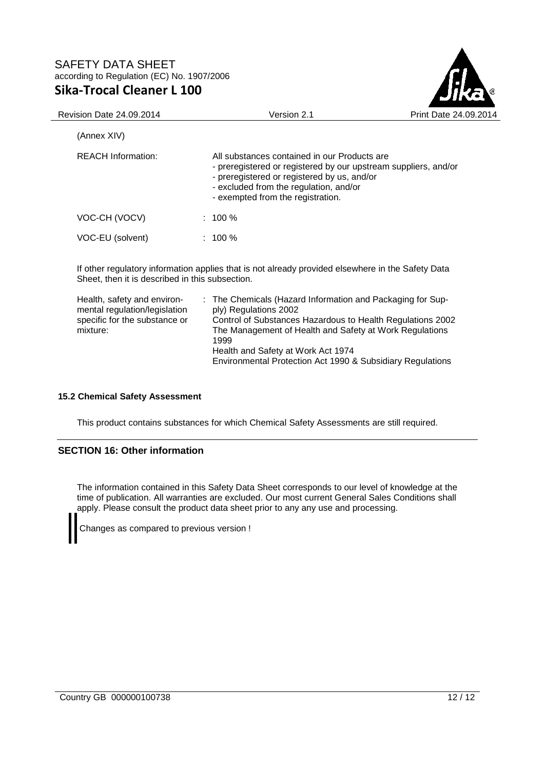(Annex XIV)

| | |
|---|---|
| REACH Information: | All substances contained in our Products are<br>- preregistered or registered by our upstream suppliers, and/or<br>- preregistered or registered by us, and/or<br>- excluded from the regulation, and/or<br>- exempted from the registration. |
| VOC-CH (VOCV) | : 100 % |
| VOC-EU (solvent) | : 100 % |

If other regulatory information applies that is not already provided elsewhere in the Safety Data Sheet, then it is described in this subsection.

| | |
|---|---|
| Health, safety and environmental regulation/legislation specific for the substance or mixture: | : The Chemicals (Hazard Information and Packaging for Supply) Regulations 2002<br>Control of Substances Hazardous to Health Regulations 2002<br>The Management of Health and Safety at Work Regulations 1999<br>Health and Safety at Work Act 1974<br>Environmental Protection Act 1990 & Subsidiary Regulations |

### 15.2 Chemical Safety Assessment

This product contains substances for which Chemical Safety Assessments are still required.

## SECTION 16: Other information

The information contained in this Safety Data Sheet corresponds to our level of knowledge at the time of publication. All warranties are excluded. Our most current General Sales Conditions shall apply. Please consult the product data sheet prior to any any use and processing.

Changes as compared to previous version !